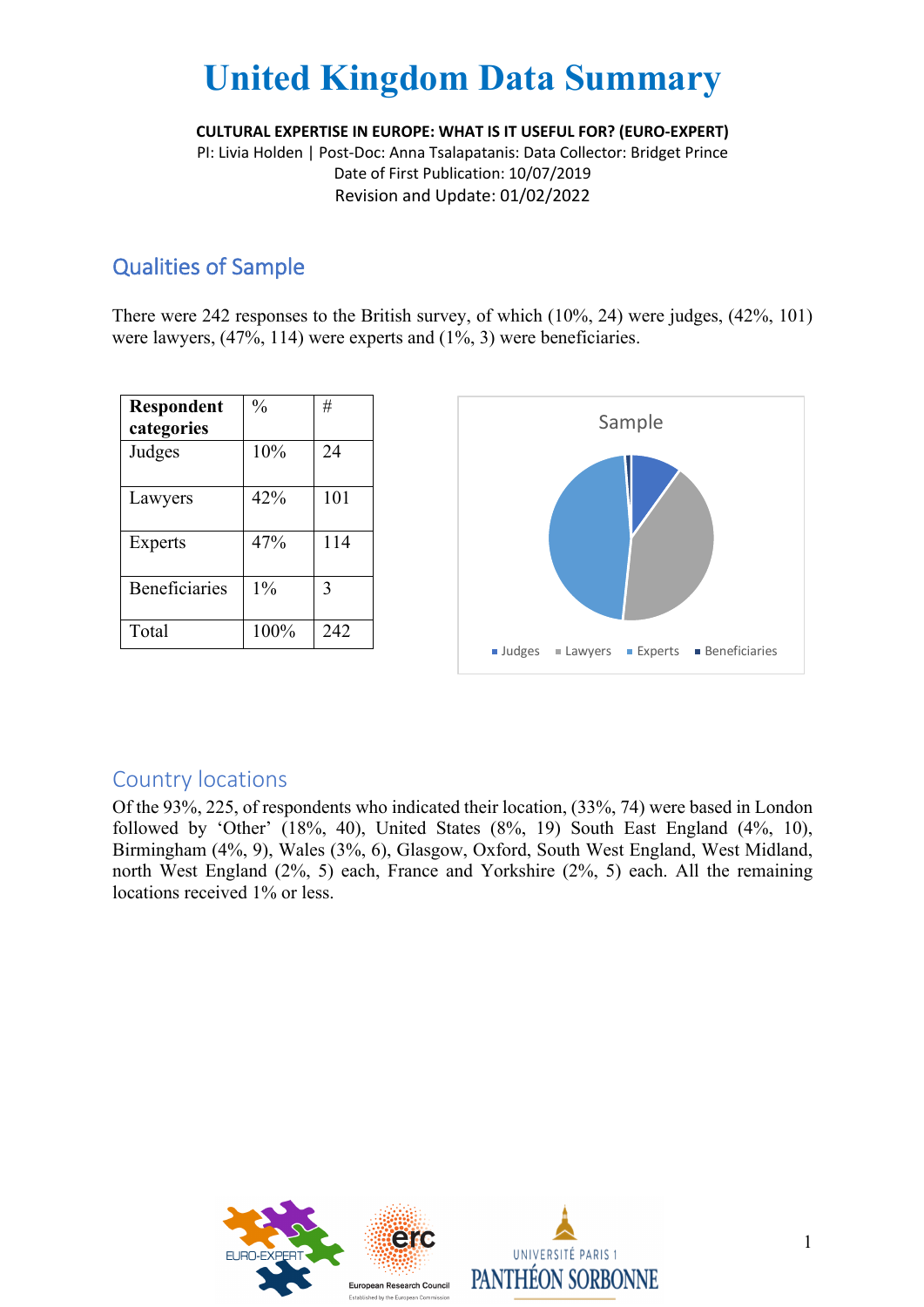# United Kingdom Data Summary

**CULTURAL EXPERTISE IN EUROPE: WHAT IS IT USEFUL FOR? (EURO-EXPERT)**

PI: Livia Holden | Post-Doc: Anna Tsalapatanis: Data Collector: Bridget Prince

Date of First Publication: 10/07/2019

Revision and Update: 01/02/2022

## Qualities of Sample

There were 242 responses to the British survey, of which (10%, 24) were judges, (42%, 101) were lawyers, (47%, 114) were experts and (1%, 3) were beneficiaries.

| Respondent categories | % | # |
|---|---|---|
| Judges | 10% | 24 |
| Lawyers | 42% | 101 |
| Experts | 47% | 114 |
| Beneficiaries | 1% | 3 |
| Total | 100% | 242 |

Sample

Judges, Lawyers, Experts, Beneficiaries

## Country locations

Of the 93%, 225, of respondents who indicated their location, (33%, 74) were based in London followed by 'Other' (18%, 40), United States (8%, 19) South East England (4%, 10), Birmingham (4%, 9), Wales (3%, 6), Glasgow, Oxford, South West England, West Midland, north West England (2%, 5) each, France and Yorkshire (2%, 5) each. All the remaining locations received 1% or less.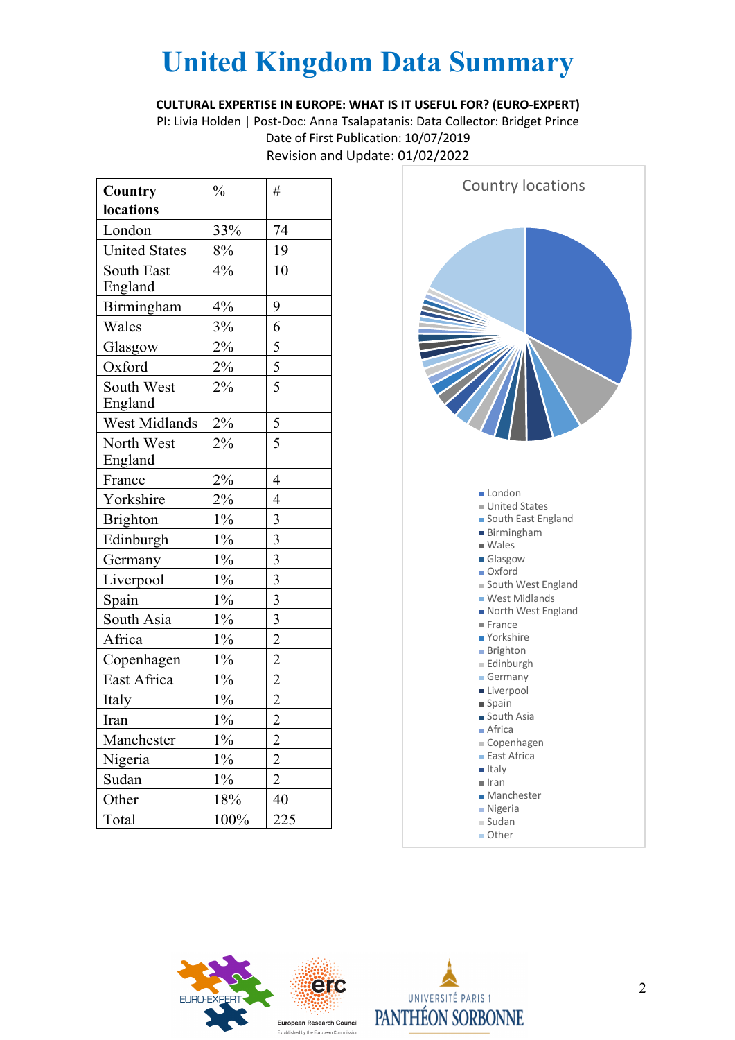# United Kingdom Data Summary

**CULTURAL EXPERTISE IN EUROPE: WHAT IS IT USEFUL FOR? (EURO-EXPERT)**

PI: Livia Holden | Post-Doc: Anna Tsalapatanis: Data Collector: Bridget Prince

Date of First Publication: 10/07/2019

Revision and Update: 01/02/2022

| Country locations | % | # |
|---|---|---|
| London | 33% | 74 |
| United States | 8% | 19 |
| South East England | 4% | 10 |
| Birmingham | 4% | 9 |
| Wales | 3% | 6 |
| Glasgow | 2% | 5 |
| Oxford | 2% | 5 |
| South West England | 2% | 5 |
| West Midlands | 2% | 5 |
| North West England | 2% | 5 |
| France | 2% | 4 |
| Yorkshire | 2% | 4 |
| Brighton | 1% | 3 |
| Edinburgh | 1% | 3 |
| Germany | 1% | 3 |
| Liverpool | 1% | 3 |
| Spain | 1% | 3 |
| South Asia | 1% | 3 |
| Africa | 1% | 2 |
| Copenhagen | 1% | 2 |
| East Africa | 1% | 2 |
| Italy | 1% | 2 |
| Iran | 1% | 2 |
| Manchester | 1% | 2 |
| Nigeria | 1% | 2 |
| Sudan | 1% | 2 |
| Other | 18% | 40 |
| Total | 100% | 225 |

Country locations

- London
- United States
- South East England
- Birmingham
- Wales
- Glasgow
- Oxford
- South West England
- West Midlands
- North West England
- France
- Yorkshire
- Brighton
- Edinburgh
- Germany
- Liverpool
- Spain
- South Asia
- Africa
- Copenhagen
- East Africa
- Italy
- Iran
- Manchester
- Nigeria
- Sudan
- Other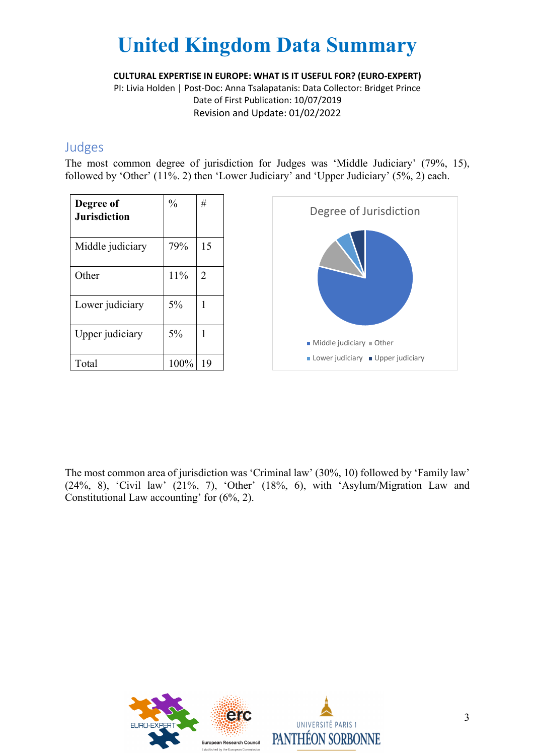# United Kingdom Data Summary

**CULTURAL EXPERTISE IN EUROPE: WHAT IS IT USEFUL FOR? (EURO-EXPERT)**

PI: Livia Holden | Post-Doc: Anna Tsalapatanis: Data Collector: Bridget Prince
Date of First Publication: 10/07/2019
Revision and Update: 01/02/2022

## Judges

The most common degree of jurisdiction for Judges was 'Middle Judiciary' (79%, 15), followed by 'Other' (11%. 2) then 'Lower Judiciary' and 'Upper Judiciary' (5%, 2) each.

| Degree of Jurisdiction | % | # |
|---|---|---|
| Middle judiciary | 79% | 15 |
| Other | 11% | 2 |
| Lower judiciary | 5% | 1 |
| Upper judiciary | 5% | 1 |
| Total | 100% | 19 |

Degree of Jurisdiction

Middle judiciary, Other, Lower judiciary, Upper judiciary

The most common area of jurisdiction was 'Criminal law' (30%, 10) followed by 'Family law' (24%, 8), 'Civil law' (21%, 7), 'Other' (18%, 6), with 'Asylum/Migration Law and Constitutional Law accounting' for (6%, 2).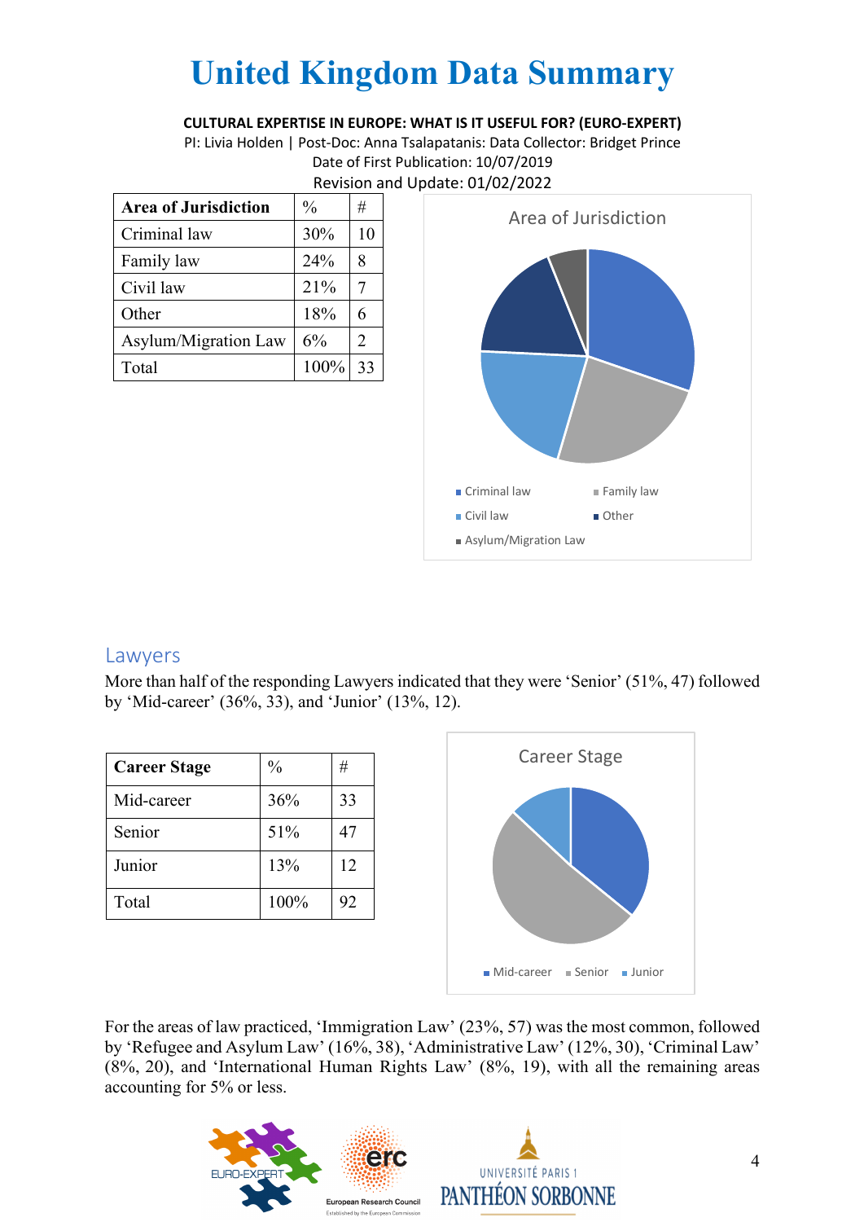# United Kingdom Data Summary

**CULTURAL EXPERTISE IN EUROPE: WHAT IS IT USEFUL FOR? (EURO-EXPERT)**

PI: Livia Holden | Post-Doc: Anna Tsalapatanis: Data Collector: Bridget Prince

Date of First Publication: 10/07/2019

Revision and Update: 01/02/2022

| Area of Jurisdiction | % | # |
|---|---|---|
| Criminal law | 30% | 10 |
| Family law | 24% | 8 |
| Civil law | 21% | 7 |
| Other | 18% | 6 |
| Asylum/Migration Law | 6% | 2 |
| Total | 100% | 33 |

## Lawyers

More than half of the responding Lawyers indicated that they were 'Senior' (51%, 47) followed by 'Mid-career' (36%, 33), and 'Junior' (13%, 12).

| Career Stage | % | # |
|---|---|---|
| Mid-career | 36% | 33 |
| Senior | 51% | 47 |
| Junior | 13% | 12 |
| Total | 100% | 92 |

For the areas of law practiced, 'Immigration Law' (23%, 57) was the most common, followed by 'Refugee and Asylum Law' (16%, 38), 'Administrative Law' (12%, 30), 'Criminal Law' (8%, 20), and 'International Human Rights Law' (8%, 19), with all the remaining areas accounting for 5% or less.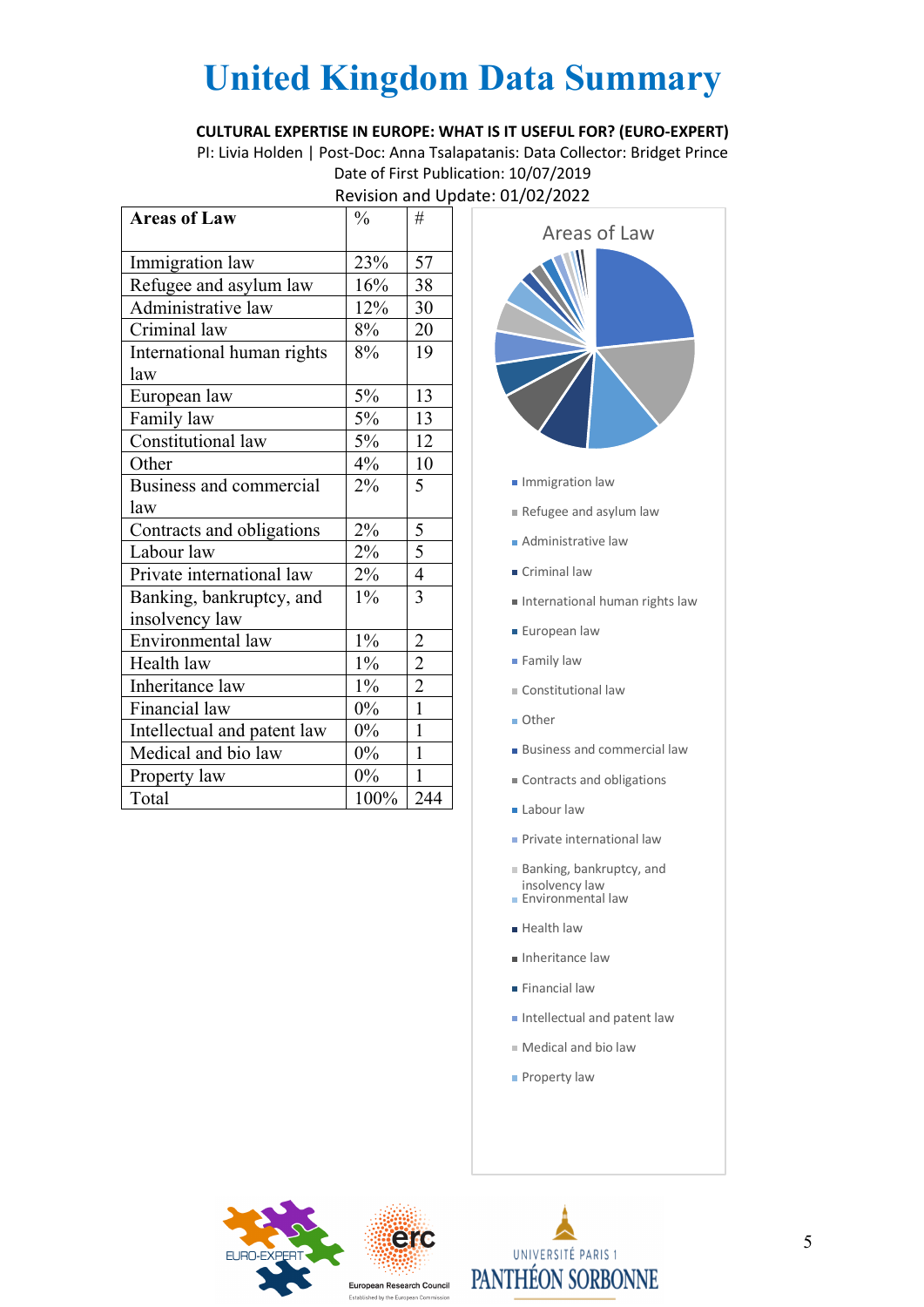# United Kingdom Data Summary

**CULTURAL EXPERTISE IN EUROPE: WHAT IS IT USEFUL FOR? (EURO-EXPERT)**

PI: Livia Holden | Post-Doc: Anna Tsalapatanis: Data Collector: Bridget Prince

Date of First Publication: 10/07/2019

Revision and Update: 01/02/2022

| Areas of Law | % | # |
|---|---|---|
| Immigration law | 23% | 57 |
| Refugee and asylum law | 16% | 38 |
| Administrative law | 12% | 30 |
| Criminal law | 8% | 20 |
| International human rights law | 8% | 19 |
| European law | 5% | 13 |
| Family law | 5% | 13 |
| Constitutional law | 5% | 12 |
| Other | 4% | 10 |
| Business and commercial law | 2% | 5 |
| Contracts and obligations | 2% | 5 |
| Labour law | 2% | 5 |
| Private international law | 2% | 4 |
| Banking, bankruptcy, and insolvency law | 1% | 3 |
| Environmental law | 1% | 2 |
| Health law | 1% | 2 |
| Inheritance law | 1% | 2 |
| Financial law | 0% | 1 |
| Intellectual and patent law | 0% | 1 |
| Medical and bio law | 0% | 1 |
| Property law | 0% | 1 |
| Total | 100% | 244 |

Areas of Law

- Immigration law
- Refugee and asylum law
- Administrative law
- Criminal law
- International human rights law
- European law
- Family law
- Constitutional law
- Other
- Business and commercial law
- Contracts and obligations
- Labour law
- Private international law
- Banking, bankruptcy, and insolvency law
- Environmental law
- Health law
- Inheritance law
- Financial law
- Intellectual and patent law
- Medical and bio law
- Property law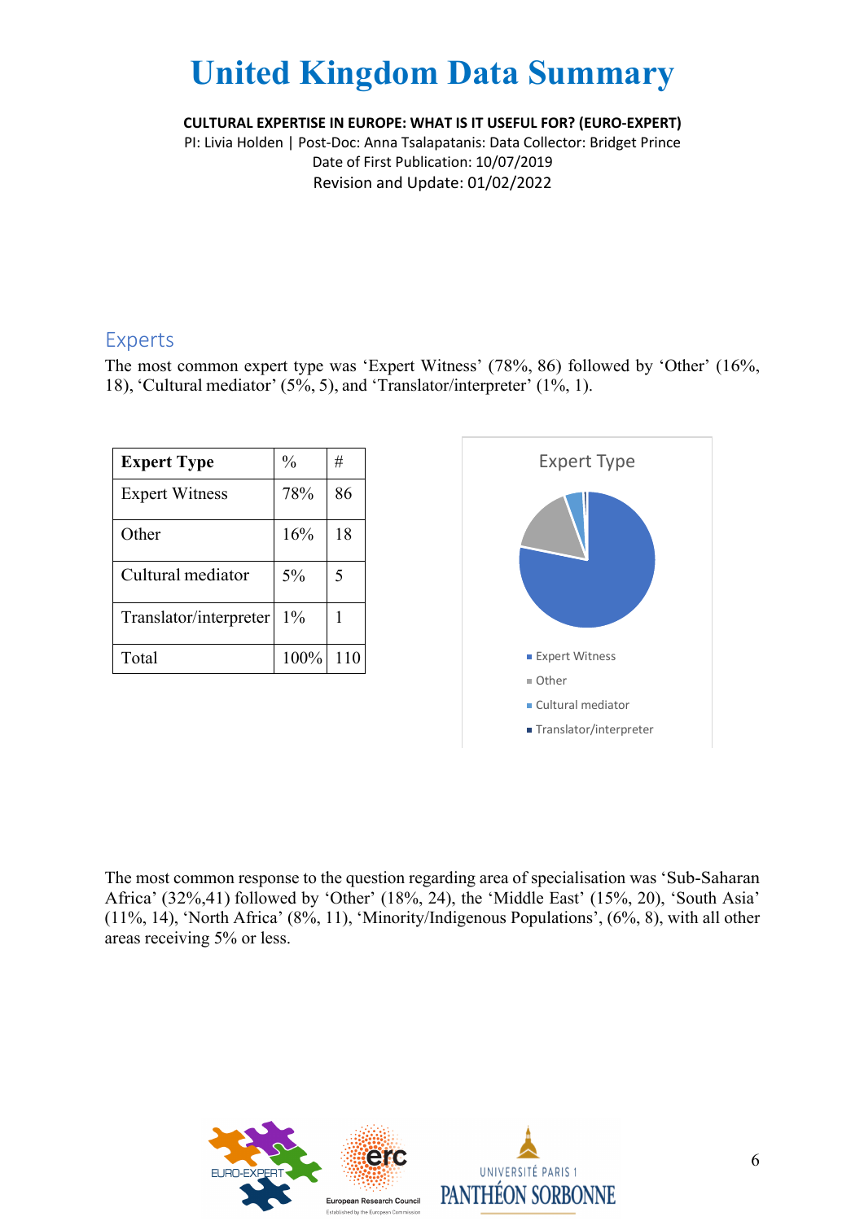# United Kingdom Data Summary

**CULTURAL EXPERTISE IN EUROPE: WHAT IS IT USEFUL FOR? (EURO-EXPERT)**
PI: Livia Holden | Post-Doc: Anna Tsalapatanis: Data Collector: Bridget Prince
Date of First Publication: 10/07/2019
Revision and Update: 01/02/2022

## Experts

The most common expert type was 'Expert Witness' (78%, 86) followed by 'Other' (16%, 18), 'Cultural mediator' (5%, 5), and 'Translator/interpreter' (1%, 1).

| **Expert Type** | % | # |
|---|---|---|
| Expert Witness | 78% | 86 |
| Other | 16% | 18 |
| Cultural mediator | 5% | 5 |
| Translator/interpreter | 1% | 1 |
| Total | 100% | 110 |

Expert Type

- Expert Witness
- Other
- Cultural mediator
- Translator/interpreter

The most common response to the question regarding area of specialisation was 'Sub-Saharan Africa' (32%,41) followed by 'Other' (18%, 24), the 'Middle East' (15%, 20), 'South Asia' (11%, 14), 'North Africa' (8%, 11), 'Minority/Indigenous Populations', (6%, 8), with all other areas receiving 5% or less.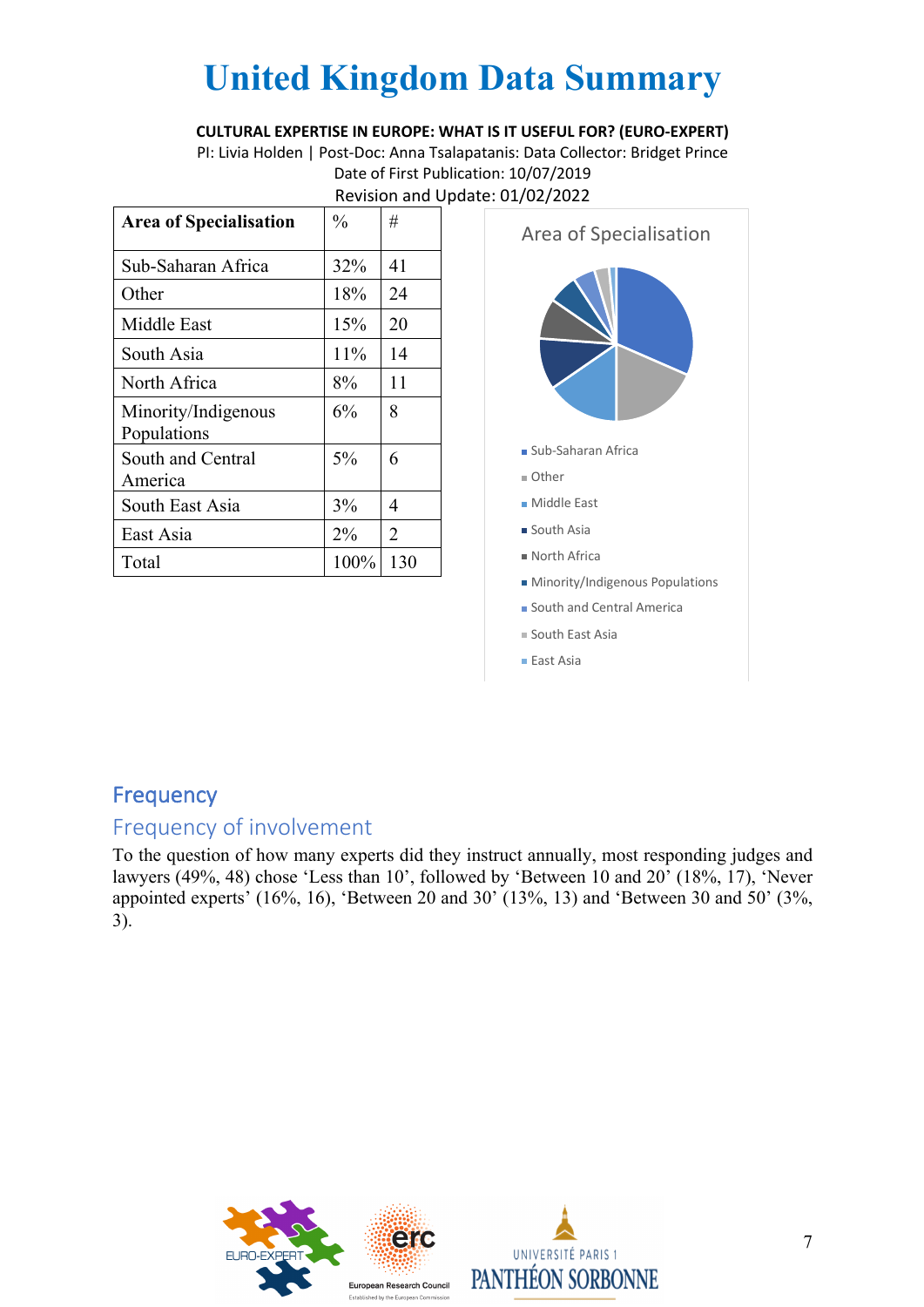# United Kingdom Data Summary

**CULTURAL EXPERTISE IN EUROPE: WHAT IS IT USEFUL FOR? (EURO-EXPERT)**

PI: Livia Holden | Post-Doc: Anna Tsalapatanis: Data Collector: Bridget Prince

Date of First Publication: 10/07/2019

Revision and Update: 01/02/2022

| **Area of Specialisation** | % | # |
|---|---|---|
| Sub-Saharan Africa | 32% | 41 |
| Other | 18% | 24 |
| Middle East | 15% | 20 |
| South Asia | 11% | 14 |
| North Africa | 8% | 11 |
| Minority/Indigenous Populations | 6% | 8 |
| South and Central America | 5% | 6 |
| South East Asia | 3% | 4 |
| East Asia | 2% | 2 |
| Total | 100% | 130 |

Area of Specialisation

- Sub-Saharan Africa
- Other
- Middle East
- South Asia
- North Africa
- Minority/Indigenous Populations
- South and Central America
- South East Asia
- East Asia

## Frequency

### Frequency of involvement

To the question of how many experts did they instruct annually, most responding judges and lawyers (49%, 48) chose 'Less than 10', followed by 'Between 10 and 20' (18%, 17), 'Never appointed experts' (16%, 16), 'Between 20 and 30' (13%, 13) and 'Between 30 and 50' (3%, 3).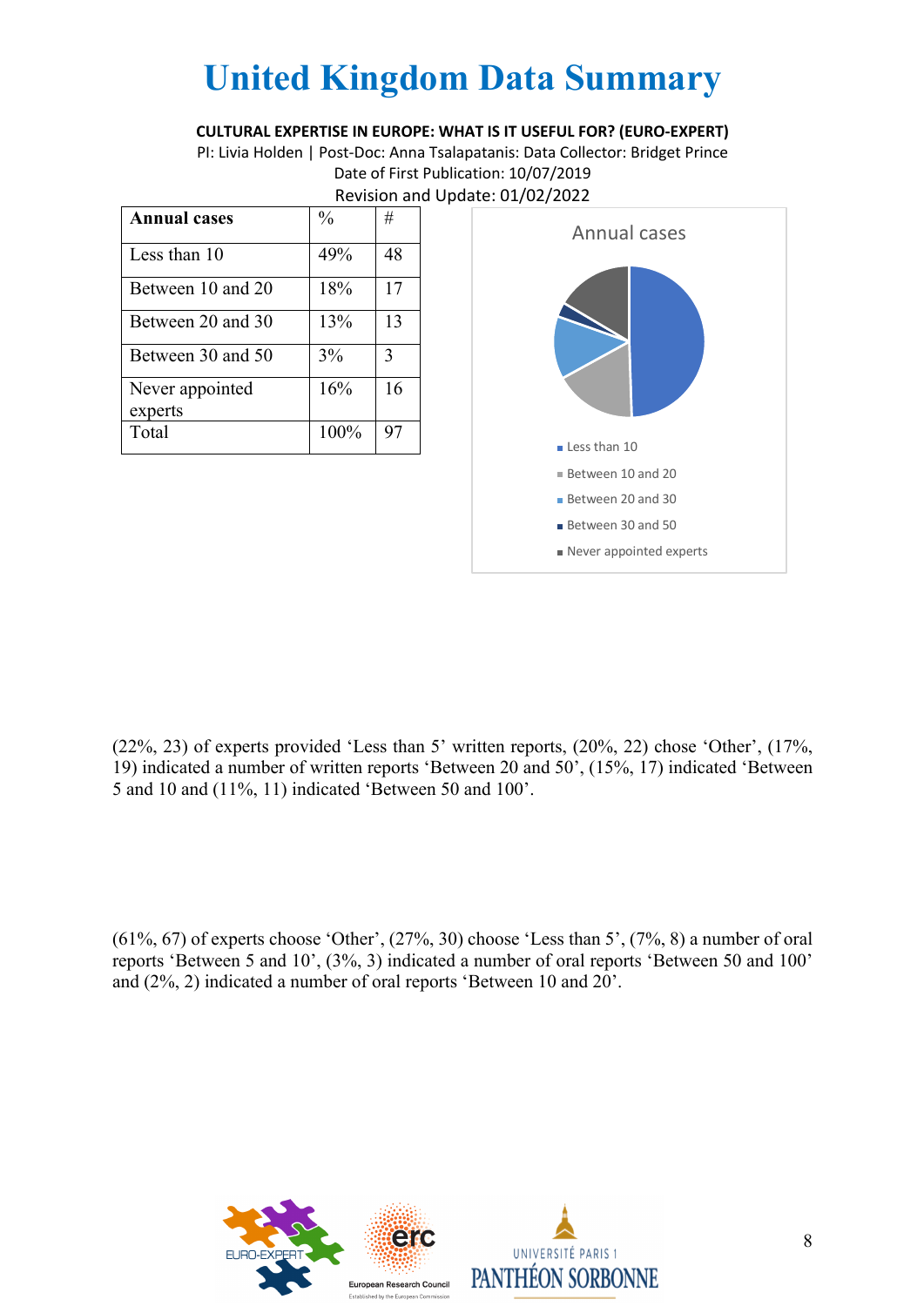# United Kingdom Data Summary

**CULTURAL EXPERTISE IN EUROPE: WHAT IS IT USEFUL FOR? (EURO-EXPERT)**

PI: Livia Holden | Post-Doc: Anna Tsalapatanis: Data Collector: Bridget Prince

Date of First Publication: 10/07/2019

Revision and Update: 01/02/2022

| **Annual cases** | % | # |
|---|---|---|
| Less than 10 | 49% | 48 |
| Between 10 and 20 | 18% | 17 |
| Between 20 and 30 | 13% | 13 |
| Between 30 and 50 | 3% | 3 |
| Never appointed experts | 16% | 16 |
| Total | 100% | 97 |

Annual cases

- Less than 10
- Between 10 and 20
- Between 20 and 30
- Between 30 and 50
- Never appointed experts

(22%, 23) of experts provided 'Less than 5' written reports, (20%, 22) chose 'Other', (17%, 19) indicated a number of written reports 'Between 20 and 50', (15%, 17) indicated 'Between 5 and 10 and (11%, 11) indicated 'Between 50 and 100'.

(61%, 67) of experts choose 'Other', (27%, 30) choose 'Less than 5', (7%, 8) a number of oral reports 'Between 5 and 10', (3%, 3) indicated a number of oral reports 'Between 50 and 100' and (2%, 2) indicated a number of oral reports 'Between 10 and 20'.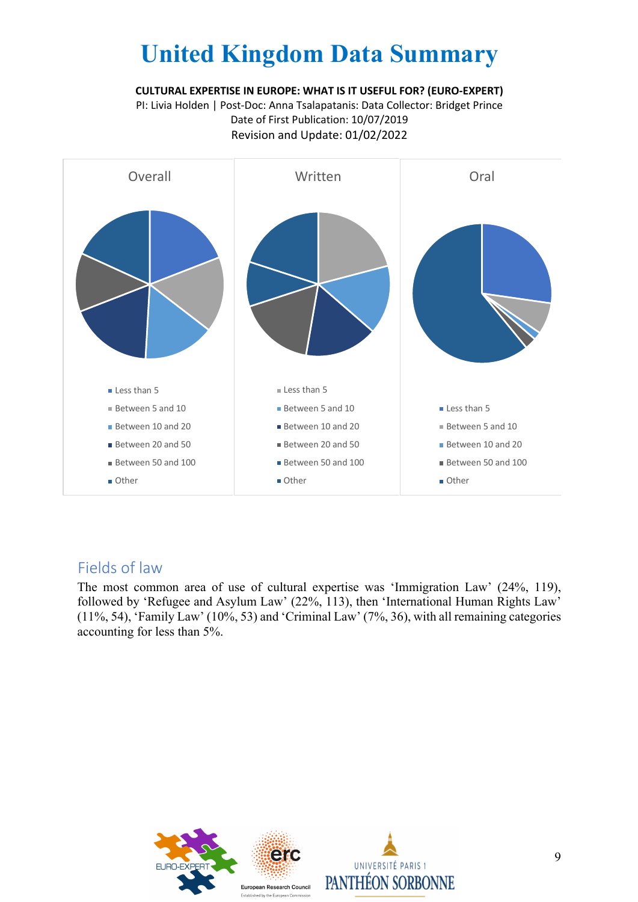# United Kingdom Data Summary

**CULTURAL EXPERTISE IN EUROPE: WHAT IS IT USEFUL FOR? (EURO-EXPERT)**

PI: Livia Holden | Post-Doc: Anna Tsalapatanis: Data Collector: Bridget Prince

Date of First Publication: 10/07/2019

Revision and Update: 01/02/2022

Overall

- Less than 5
- Between 5 and 10
- Between 10 and 20
- Between 20 and 50
- Between 50 and 100
- Other

Written

- Less than 5
- Between 5 and 10
- Between 10 and 20
- Between 20 and 50
- Between 50 and 100
- Other

Oral

- Less than 5
- Between 5 and 10
- Between 10 and 20
- Between 50 and 100
- Other

## Fields of law

The most common area of use of cultural expertise was 'Immigration Law' (24%, 119), followed by 'Refugee and Asylum Law' (22%, 113), then 'International Human Rights Law' (11%, 54), 'Family Law' (10%, 53) and 'Criminal Law' (7%, 36), with all remaining categories accounting for less than 5%.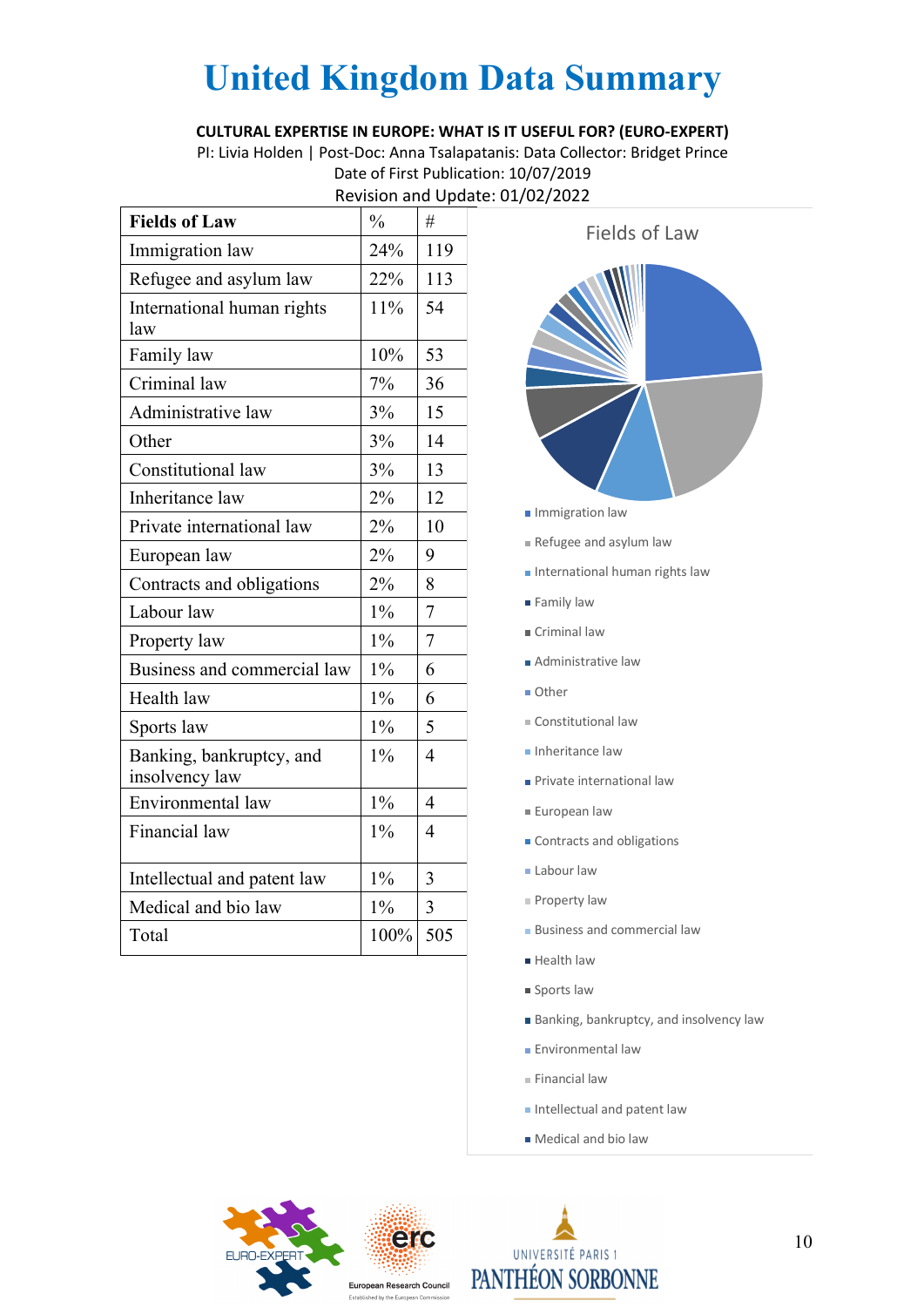# United Kingdom Data Summary

**CULTURAL EXPERTISE IN EUROPE: WHAT IS IT USEFUL FOR? (EURO-EXPERT)**

PI: Livia Holden | Post-Doc: Anna Tsalapatanis: Data Collector: Bridget Prince

Date of First Publication: 10/07/2019

Revision and Update: 01/02/2022

| Fields of Law | % | # |
|---|---|---|
| Immigration law | 24% | 119 |
| Refugee and asylum law | 22% | 113 |
| International human rights law | 11% | 54 |
| Family law | 10% | 53 |
| Criminal law | 7% | 36 |
| Administrative law | 3% | 15 |
| Other | 3% | 14 |
| Constitutional law | 3% | 13 |
| Inheritance law | 2% | 12 |
| Private international law | 2% | 10 |
| European law | 2% | 9 |
| Contracts and obligations | 2% | 8 |
| Labour law | 1% | 7 |
| Property law | 1% | 7 |
| Business and commercial law | 1% | 6 |
| Health law | 1% | 6 |
| Sports law | 1% | 5 |
| Banking, bankruptcy, and insolvency law | 1% | 4 |
| Environmental law | 1% | 4 |
| Financial law | 1% | 4 |
| Intellectual and patent law | 1% | 3 |
| Medical and bio law | 1% | 3 |
| Total | 100% | 505 |

Fields of Law

- Immigration law
- Refugee and asylum law
- International human rights law
- Family law
- Criminal law
- Administrative law
- Other
- Constitutional law
- Inheritance law
- Private international law
- European law
- Contracts and obligations
- Labour law
- Property law
- Business and commercial law
- Health law
- Sports law
- Banking, bankruptcy, and insolvency law
- Environmental law
- Financial law
- Intellectual and patent law
- Medical and bio law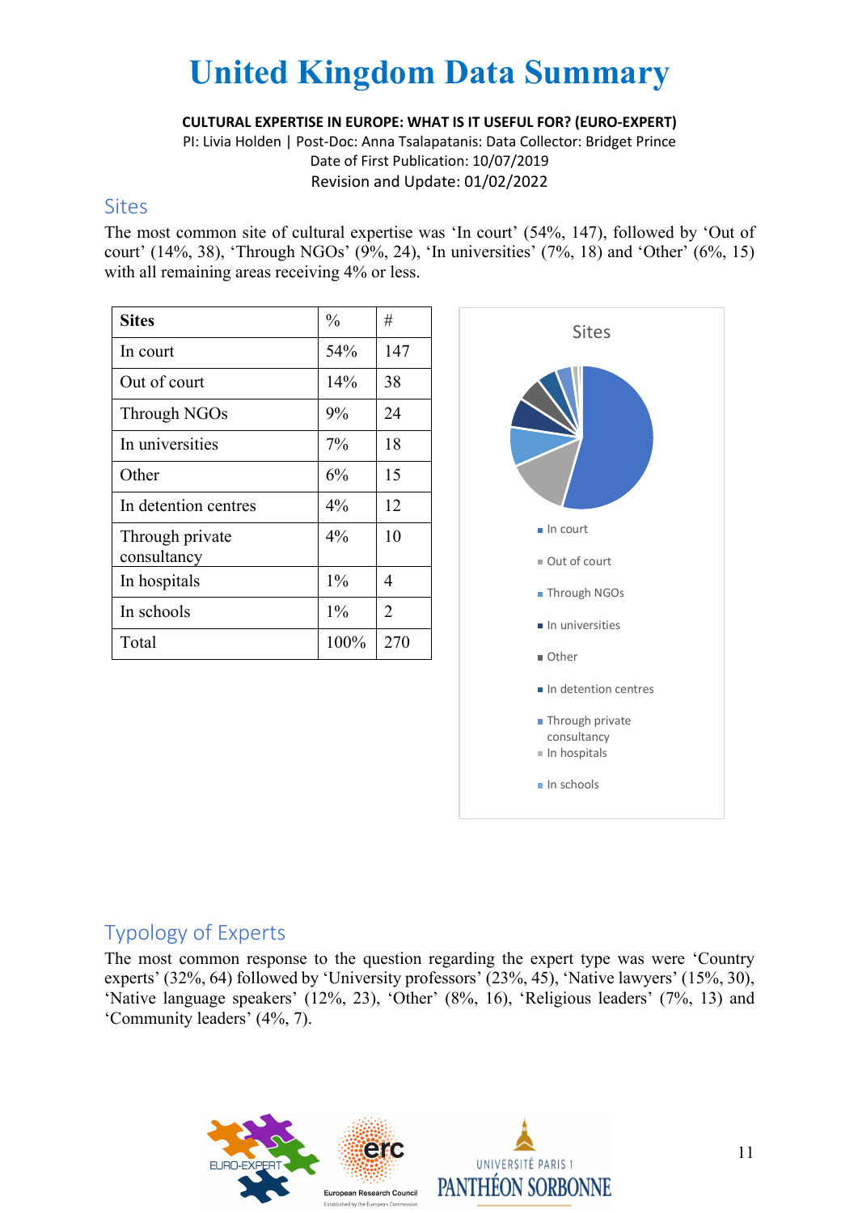# United Kingdom Data Summary

**CULTURAL EXPERTISE IN EUROPE: WHAT IS IT USEFUL FOR? (EURO-EXPERT)**

PI: Livia Holden | Post-Doc: Anna Tsalapatanis: Data Collector: Bridget Prince

Date of First Publication: 10/07/2019

Revision and Update: 01/02/2022

## Sites

The most common site of cultural expertise was 'In court' (54%, 147), followed by 'Out of court' (14%, 38), 'Through NGOs' (9%, 24), 'In universities' (7%, 18) and 'Other' (6%, 15) with all remaining areas receiving 4% or less.

| Sites | % | # |
|---|---|---|
| In court | 54% | 147 |
| Out of court | 14% | 38 |
| Through NGOs | 9% | 24 |
| In universities | 7% | 18 |
| Other | 6% | 15 |
| In detention centres | 4% | 12 |
| Through private consultancy | 4% | 10 |
| In hospitals | 1% | 4 |
| In schools | 1% | 2 |
| Total | 100% | 270 |

Sites

- In court
- Out of court
- Through NGOs
- In universities
- Other
- In detention centres
- Through private consultancy
- In hospitals
- In schools

## Typology of Experts

The most common response to the question regarding the expert type was were 'Country experts' (32%, 64) followed by 'University professors' (23%, 45), 'Native lawyers' (15%, 30), 'Native language speakers' (12%, 23), 'Other' (8%, 16), 'Religious leaders' (7%, 13) and 'Community leaders' (4%, 7).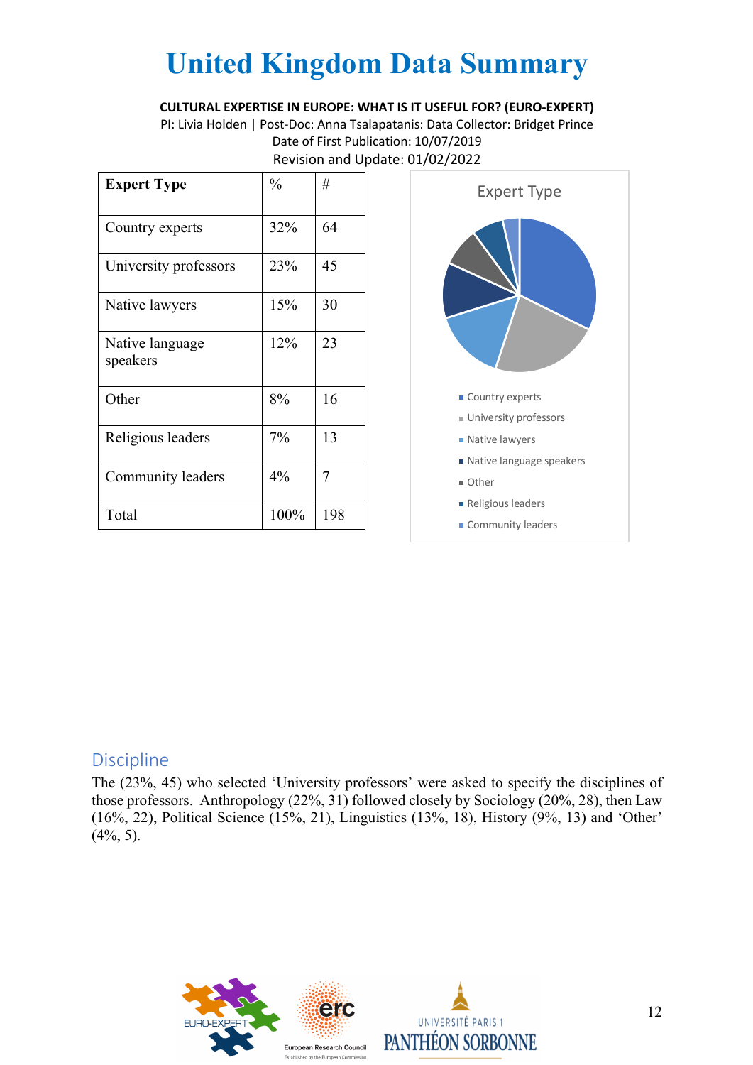# United Kingdom Data Summary

**CULTURAL EXPERTISE IN EUROPE: WHAT IS IT USEFUL FOR? (EURO-EXPERT)**

PI: Livia Holden | Post-Doc: Anna Tsalapatanis: Data Collector: Bridget Prince

Date of First Publication: 10/07/2019

Revision and Update: 01/02/2022

| Expert Type | % | # |
|---|---|---|
| Country experts | 32% | 64 |
| University professors | 23% | 45 |
| Native lawyers | 15% | 30 |
| Native language speakers | 12% | 23 |
| Other | 8% | 16 |
| Religious leaders | 7% | 13 |
| Community leaders | 4% | 7 |
| Total | 100% | 198 |

Expert Type

- Country experts
- University professors
- Native lawyers
- Native language speakers
- Other
- Religious leaders
- Community leaders

## Discipline

The (23%, 45) who selected 'University professors' were asked to specify the disciplines of those professors. Anthropology (22%, 31) followed closely by Sociology (20%, 28), then Law (16%, 22), Political Science (15%, 21), Linguistics (13%, 18), History (9%, 13) and 'Other' (4%, 5).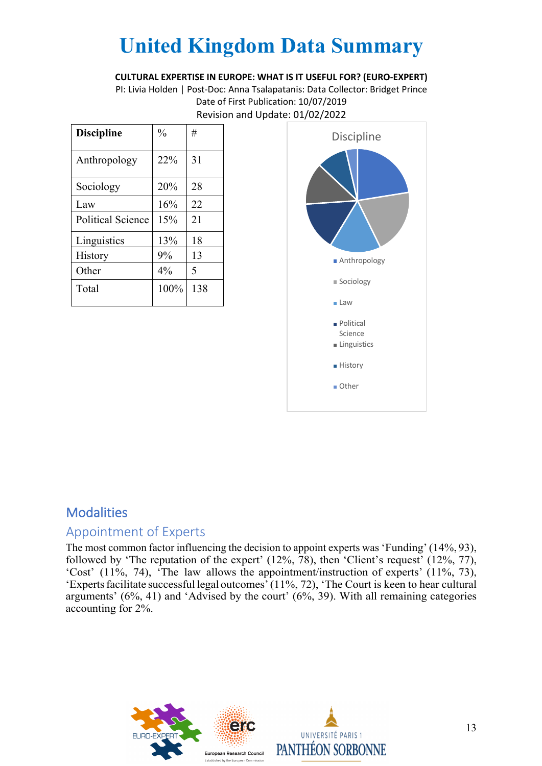# United Kingdom Data Summary

**CULTURAL EXPERTISE IN EUROPE: WHAT IS IT USEFUL FOR? (EURO-EXPERT)**

PI: Livia Holden | Post-Doc: Anna Tsalapatanis: Data Collector: Bridget Prince

Date of First Publication: 10/07/2019

Revision and Update: 01/02/2022

| **Discipline** | % | # |
|---|---|---|
| Anthropology | 22% | 31 |
| Sociology | 20% | 28 |
| Law | 16% | 22 |
| Political Science | 15% | 21 |
| Linguistics | 13% | 18 |
| History | 9% | 13 |
| Other | 4% | 5 |
| Total | 100% | 138 |

Discipline

- Anthropology
- Sociology
- Law
- Political Science
- Linguistics
- History
- Other

## Modalities

### Appointment of Experts

The most common factor influencing the decision to appoint experts was 'Funding' (14%, 93), followed by 'The reputation of the expert' (12%, 78), then 'Client's request' (12%, 77), 'Cost' (11%, 74), 'The law allows the appointment/instruction of experts' (11%, 73), 'Experts facilitate successful legal outcomes' (11%, 72), 'The Court is keen to hear cultural arguments' (6%, 41) and 'Advised by the court' (6%, 39). With all remaining categories accounting for 2%.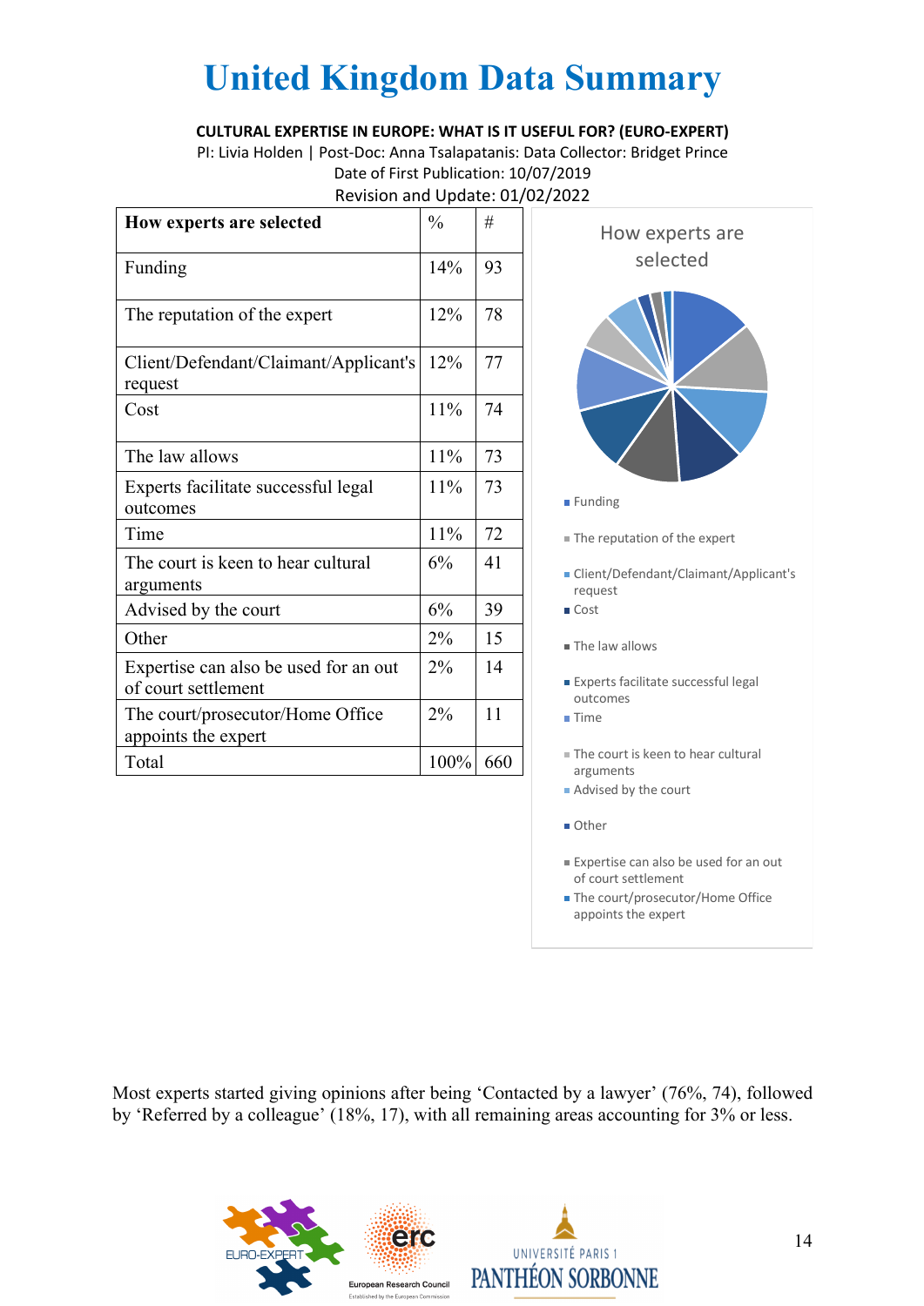# United Kingdom Data Summary

**CULTURAL EXPERTISE IN EUROPE: WHAT IS IT USEFUL FOR? (EURO-EXPERT)**

PI: Livia Holden | Post-Doc: Anna Tsalapatanis: Data Collector: Bridget Prince

Date of First Publication: 10/07/2019

Revision and Update: 01/02/2022

| How experts are selected | % | # |
|---|---|---|
| Funding | 14% | 93 |
| The reputation of the expert | 12% | 78 |
| Client/Defendant/Claimant/Applicant's request | 12% | 77 |
| Cost | 11% | 74 |
| The law allows | 11% | 73 |
| Experts facilitate successful legal outcomes | 11% | 73 |
| Time | 11% | 72 |
| The court is keen to hear cultural arguments | 6% | 41 |
| Advised by the court | 6% | 39 |
| Other | 2% | 15 |
| Expertise can also be used for an out of court settlement | 2% | 14 |
| The court/prosecutor/Home Office appoints the expert | 2% | 11 |
| Total | 100% | 660 |

Most experts started giving opinions after being 'Contacted by a lawyer' (76%, 74), followed by 'Referred by a colleague' (18%, 17), with all remaining areas accounting for 3% or less.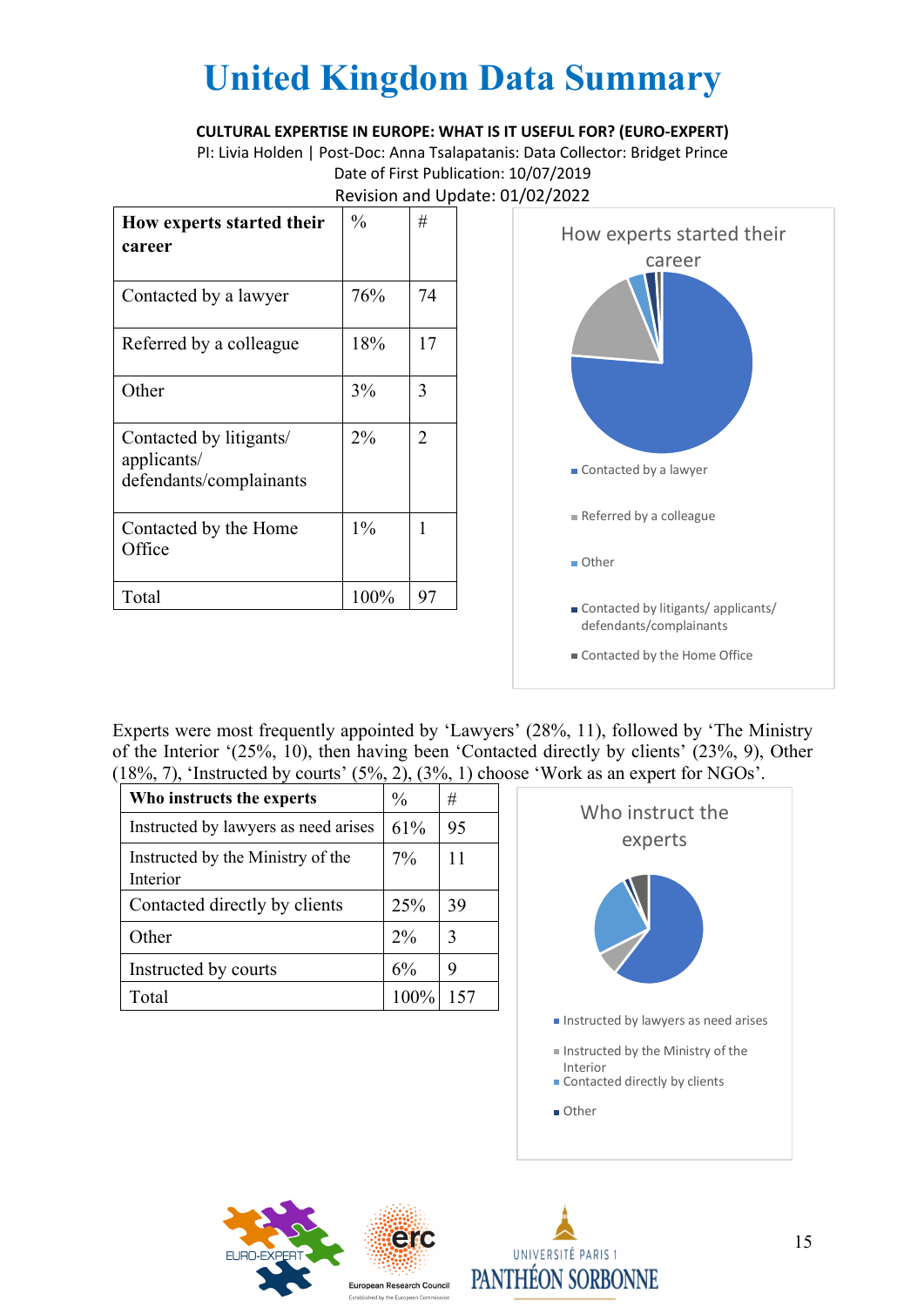# United Kingdom Data Summary

**CULTURAL EXPERTISE IN EUROPE: WHAT IS IT USEFUL FOR? (EURO-EXPERT)**

PI: Livia Holden | Post-Doc: Anna Tsalapatanis: Data Collector: Bridget Prince

Date of First Publication: 10/07/2019

Revision and Update: 01/02/2022

| How experts started their career | % | # |
|---|---|---|
| Contacted by a lawyer | 76% | 74 |
| Referred by a colleague | 18% | 17 |
| Other | 3% | 3 |
| Contacted by litigants/ applicants/ defendants/complainants | 2% | 2 |
| Contacted by the Home Office | 1% | 1 |
| Total | 100% | 97 |

How experts started their career

- Contacted by a lawyer
- Referred by a colleague
- Other
- Contacted by litigants/ applicants/ defendants/complainants
- Contacted by the Home Office

Experts were most frequently appointed by 'Lawyers' (28%, 11), followed by 'The Ministry of the Interior '(25%, 10), then having been 'Contacted directly by clients' (23%, 9), Other (18%, 7), 'Instructed by courts' (5%, 2), (3%, 1) choose 'Work as an expert for NGOs'.

| Who instructs the experts | % | # |
|---|---|---|
| Instructed by lawyers as need arises | 61% | 95 |
| Instructed by the Ministry of the Interior | 7% | 11 |
| Contacted directly by clients | 25% | 39 |
| Other | 2% | 3 |
| Instructed by courts | 6% | 9 |
| Total | 100% | 157 |

Who instruct the experts

- Instructed by lawyers as need arises
- Instructed by the Ministry of the Interior
- Contacted directly by clients
- Other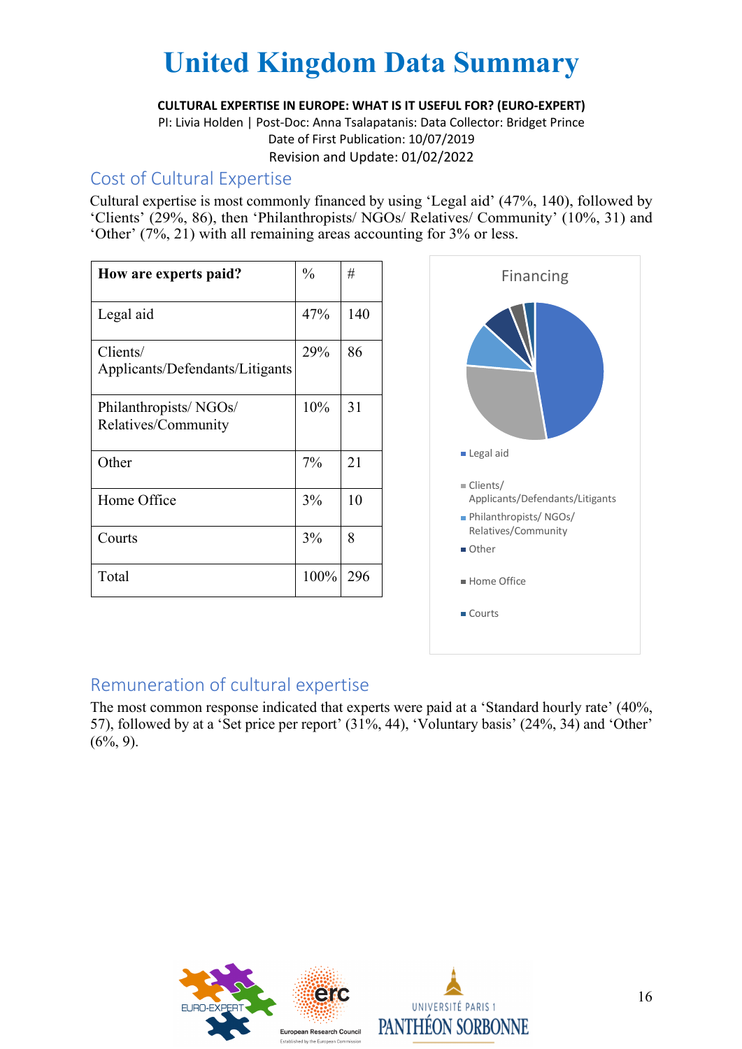# United Kingdom Data Summary

**CULTURAL EXPERTISE IN EUROPE: WHAT IS IT USEFUL FOR? (EURO-EXPERT)**

PI: Livia Holden | Post-Doc: Anna Tsalapatanis: Data Collector: Bridget Prince

Date of First Publication: 10/07/2019

Revision and Update: 01/02/2022

## Cost of Cultural Expertise

Cultural expertise is most commonly financed by using 'Legal aid' (47%, 140), followed by 'Clients' (29%, 86), then 'Philanthropists/ NGOs/ Relatives/ Community' (10%, 31) and 'Other' (7%, 21) with all remaining areas accounting for 3% or less.

| How are experts paid? | % | # |
|---|---|---|
| Legal aid | 47% | 140 |
| Clients/ Applicants/Defendants/Litigants | 29% | 86 |
| Philanthropists/ NGOs/ Relatives/Community | 10% | 31 |
| Other | 7% | 21 |
| Home Office | 3% | 10 |
| Courts | 3% | 8 |
| Total | 100% | 296 |

Financing

- Legal aid
- Clients/ Applicants/Defendants/Litigants
- Philanthropists/ NGOs/ Relatives/Community
- Other
- Home Office
- Courts

## Remuneration of cultural expertise

The most common response indicated that experts were paid at a 'Standard hourly rate' (40%, 57), followed by at a 'Set price per report' (31%, 44), 'Voluntary basis' (24%, 34) and 'Other' (6%, 9).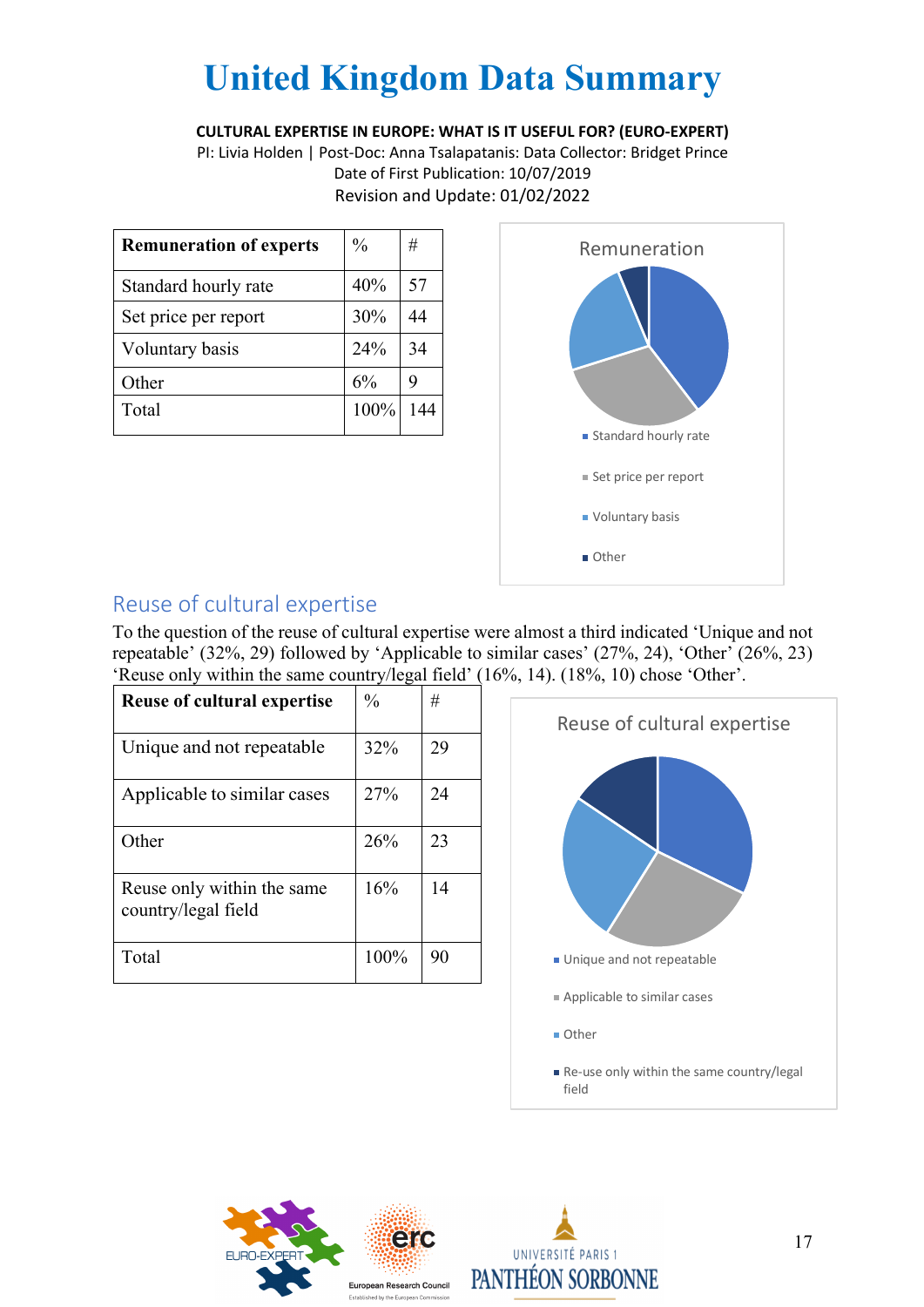# United Kingdom Data Summary

**CULTURAL EXPERTISE IN EUROPE: WHAT IS IT USEFUL FOR? (EURO-EXPERT)**

PI: Livia Holden | Post-Doc: Anna Tsalapatanis: Data Collector: Bridget Prince

Date of First Publication: 10/07/2019

Revision and Update: 01/02/2022

| Remuneration of experts | % | # |
|---|---|---|
| Standard hourly rate | 40% | 57 |
| Set price per report | 30% | 44 |
| Voluntary basis | 24% | 34 |
| Other | 6% | 9 |
| Total | 100% | 144 |

Remuneration

- Standard hourly rate
- Set price per report
- Voluntary basis
- Other

## Reuse of cultural expertise

To the question of the reuse of cultural expertise were almost a third indicated 'Unique and not repeatable' (32%, 29) followed by 'Applicable to similar cases' (27%, 24), 'Other' (26%, 23) 'Reuse only within the same country/legal field' (16%, 14). (18%, 10) chose 'Other'.

| Reuse of cultural expertise | % | # |
|---|---|---|
| Unique and not repeatable | 32% | 29 |
| Applicable to similar cases | 27% | 24 |
| Other | 26% | 23 |
| Reuse only within the same country/legal field | 16% | 14 |
| Total | 100% | 90 |

Reuse of cultural expertise

- Unique and not repeatable
- Applicable to similar cases
- Other
- Re-use only within the same country/legal field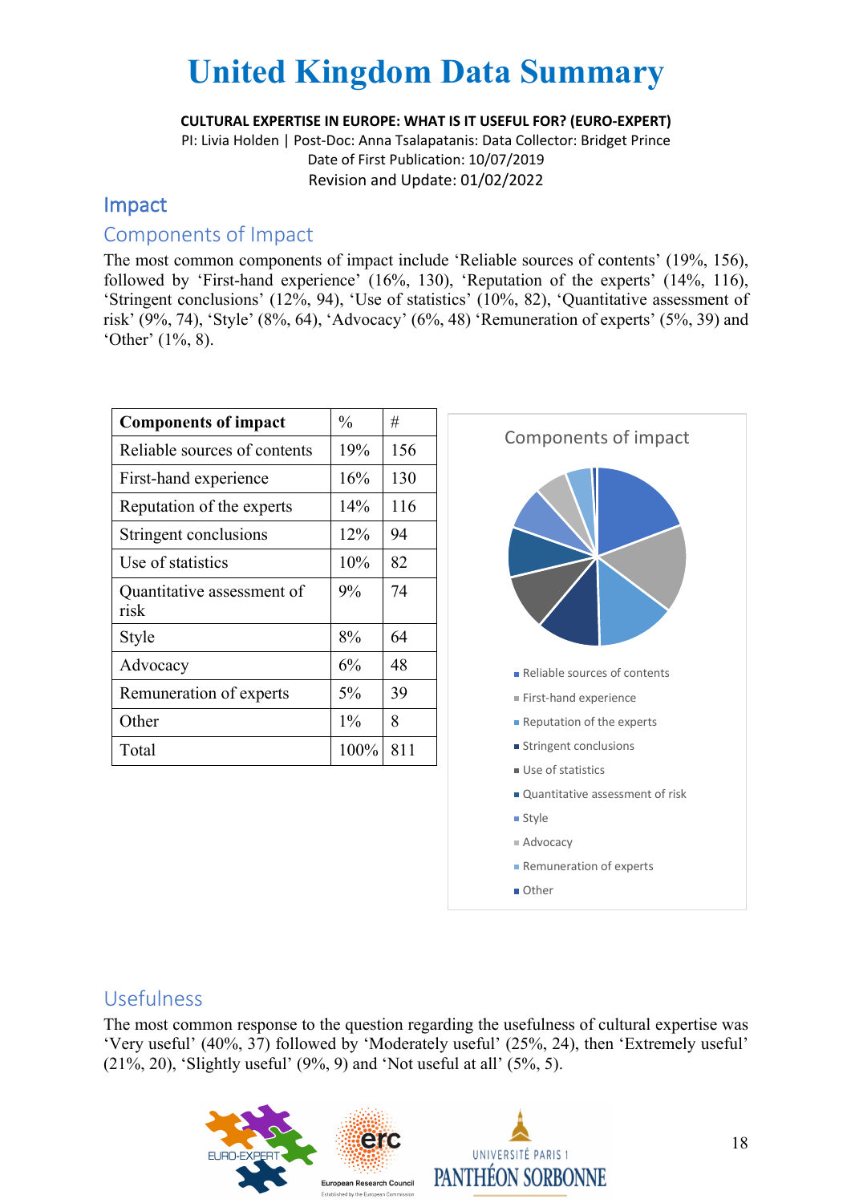# United Kingdom Data Summary

**CULTURAL EXPERTISE IN EUROPE: WHAT IS IT USEFUL FOR? (EURO-EXPERT)**

PI: Livia Holden | Post-Doc: Anna Tsalapatanis: Data Collector: Bridget Prince

Date of First Publication: 10/07/2019

Revision and Update: 01/02/2022

## Impact

### Components of Impact

The most common components of impact include 'Reliable sources of contents' (19%, 156), followed by 'First-hand experience' (16%, 130), 'Reputation of the experts' (14%, 116), 'Stringent conclusions' (12%, 94), 'Use of statistics' (10%, 82), 'Quantitative assessment of risk' (9%, 74), 'Style' (8%, 64), 'Advocacy' (6%, 48) 'Remuneration of experts' (5%, 39) and 'Other' (1%, 8).

| **Components of impact** | % | # |
|---|---|---|
| Reliable sources of contents | 19% | 156 |
| First-hand experience | 16% | 130 |
| Reputation of the experts | 14% | 116 |
| Stringent conclusions | 12% | 94 |
| Use of statistics | 10% | 82 |
| Quantitative assessment of risk | 9% | 74 |
| Style | 8% | 64 |
| Advocacy | 6% | 48 |
| Remuneration of experts | 5% | 39 |
| Other | 1% | 8 |
| Total | 100% | 811 |

Components of impact

- Reliable sources of contents
- First-hand experience
- Reputation of the experts
- Stringent conclusions
- Use of statistics
- Quantitative assessment of risk
- Style
- Advocacy
- Remuneration of experts
- Other

### Usefulness

The most common response to the question regarding the usefulness of cultural expertise was 'Very useful' (40%, 37) followed by 'Moderately useful' (25%, 24), then 'Extremely useful' (21%, 20), 'Slightly useful' (9%, 9) and 'Not useful at all' (5%, 5).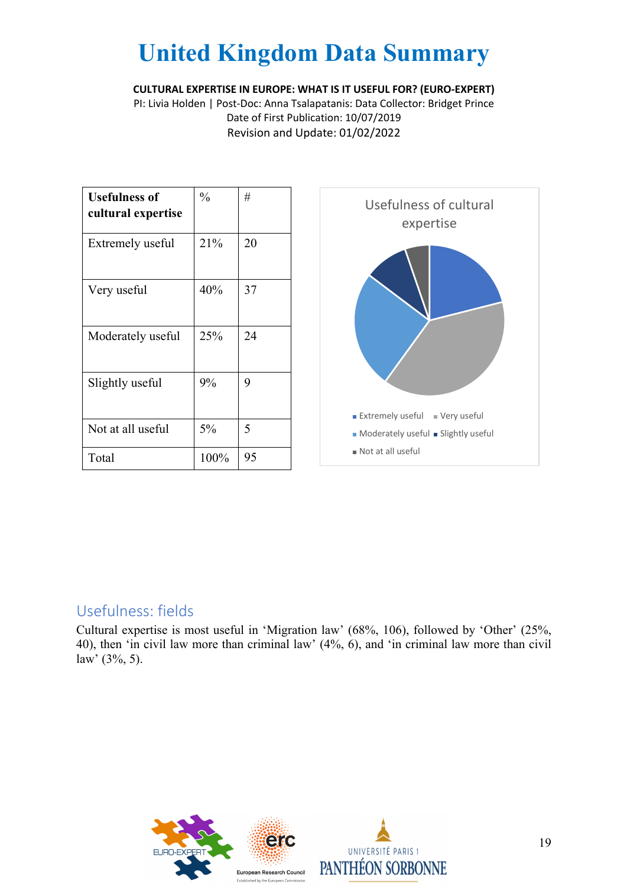# United Kingdom Data Summary

**CULTURAL EXPERTISE IN EUROPE: WHAT IS IT USEFUL FOR? (EURO-EXPERT)**

PI: Livia Holden | Post-Doc: Anna Tsalapatanis: Data Collector: Bridget Prince

Date of First Publication: 10/07/2019

Revision and Update: 01/02/2022

| **Usefulness of cultural expertise** | % | # |
|---|---|---|
| Extremely useful | 21% | 20 |
| Very useful | 40% | 37 |
| Moderately useful | 25% | 24 |
| Slightly useful | 9% | 9 |
| Not at all useful | 5% | 5 |
| Total | 100% | 95 |

## Usefulness: fields

Cultural expertise is most useful in 'Migration law' (68%, 106), followed by 'Other' (25%, 40), then 'in civil law more than criminal law' (4%, 6), and 'in criminal law more than civil law' (3%, 5).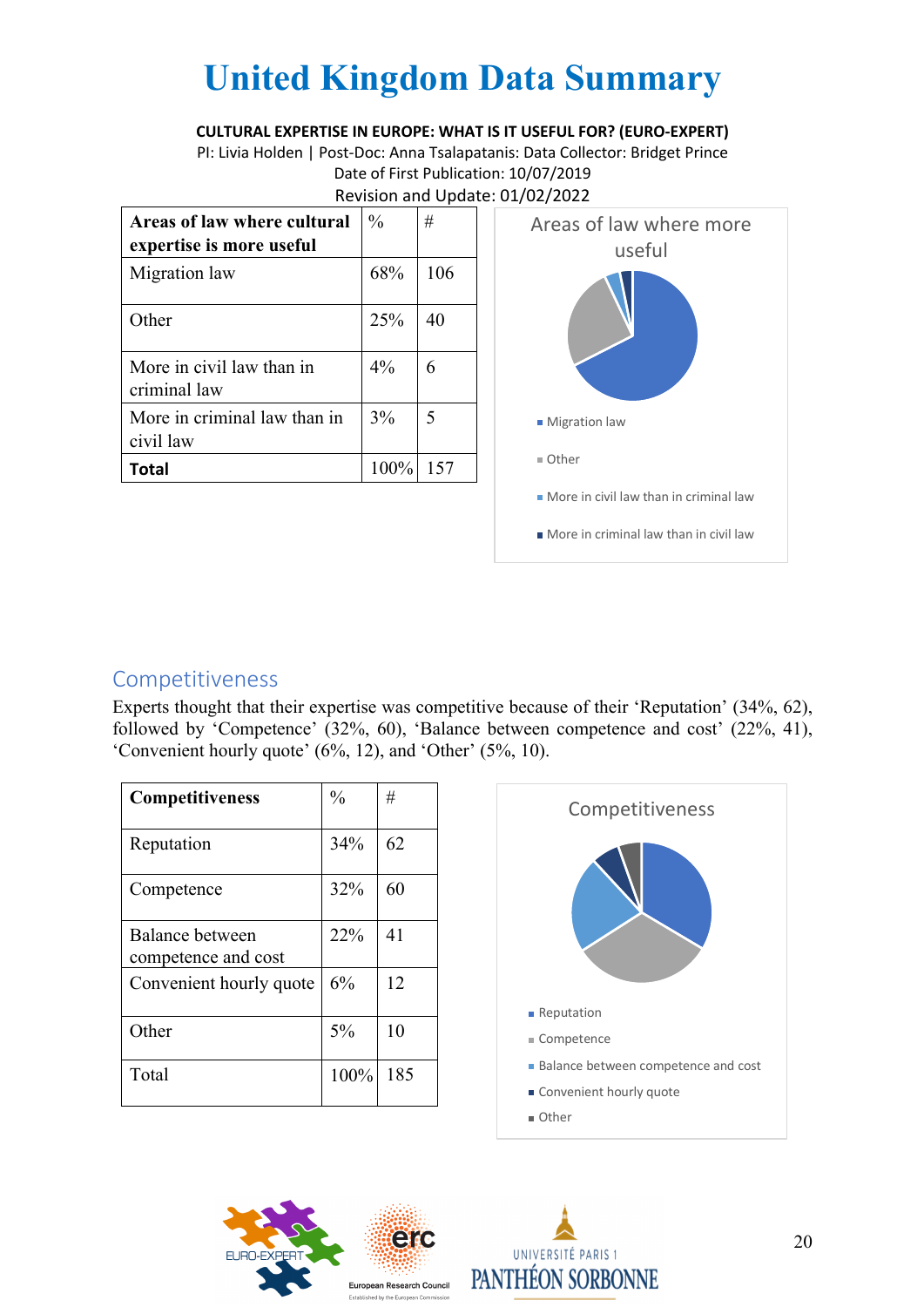# United Kingdom Data Summary

**CULTURAL EXPERTISE IN EUROPE: WHAT IS IT USEFUL FOR? (EURO-EXPERT)**
PI: Livia Holden | Post-Doc: Anna Tsalapatanis: Data Collector: Bridget Prince
Date of First Publication: 10/07/2019
Revision and Update: 01/02/2022

| **Areas of law where cultural expertise is more useful** | % | # |
|---|---|---|
| Migration law | 68% | 106 |
| Other | 25% | 40 |
| More in civil law than in criminal law | 4% | 6 |
| More in criminal law than in civil law | 3% | 5 |
| **Total** | 100% | 157 |

Areas of law where more useful

- Migration law
- Other
- More in civil law than in criminal law
- More in criminal law than in civil law

## Competitiveness

Experts thought that their expertise was competitive because of their 'Reputation' (34%, 62), followed by 'Competence' (32%, 60), 'Balance between competence and cost' (22%, 41), 'Convenient hourly quote' (6%, 12), and 'Other' (5%, 10).

| **Competitiveness** | % | # |
|---|---|---|
| Reputation | 34% | 62 |
| Competence | 32% | 60 |
| Balance between competence and cost | 22% | 41 |
| Convenient hourly quote | 6% | 12 |
| Other | 5% | 10 |
| Total | 100% | 185 |

Competitiveness

- Reputation
- Competence
- Balance between competence and cost
- Convenient hourly quote
- Other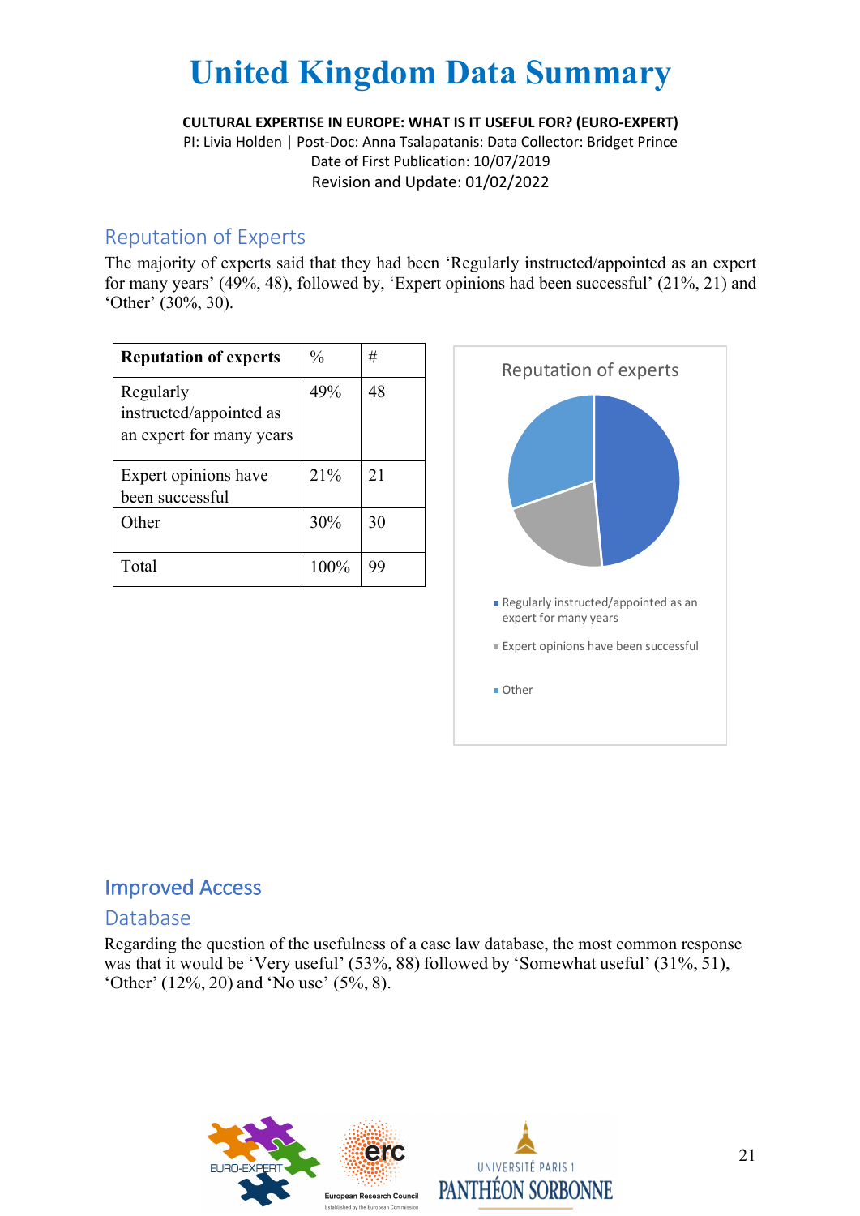# United Kingdom Data Summary

**CULTURAL EXPERTISE IN EUROPE: WHAT IS IT USEFUL FOR? (EURO-EXPERT)**
PI: Livia Holden | Post-Doc: Anna Tsalapatanis: Data Collector: Bridget Prince
Date of First Publication: 10/07/2019
Revision and Update: 01/02/2022

## Reputation of Experts

The majority of experts said that they had been 'Regularly instructed/appointed as an expert for many years' (49%, 48), followed by, 'Expert opinions had been successful' (21%, 21) and 'Other' (30%, 30).

| **Reputation of experts** | % | # |
|---|---|---|
| Regularly instructed/appointed as an expert for many years | 49% | 48 |
| Expert opinions have been successful | 21% | 21 |
| Other | 30% | 30 |
| Total | 100% | 99 |

Reputation of experts

- Regularly instructed/appointed as an expert for many years
- Expert opinions have been successful
- Other

## Improved Access

### Database

Regarding the question of the usefulness of a case law database, the most common response was that it would be 'Very useful' (53%, 88) followed by 'Somewhat useful' (31%, 51), 'Other' (12%, 20) and 'No use' (5%, 8).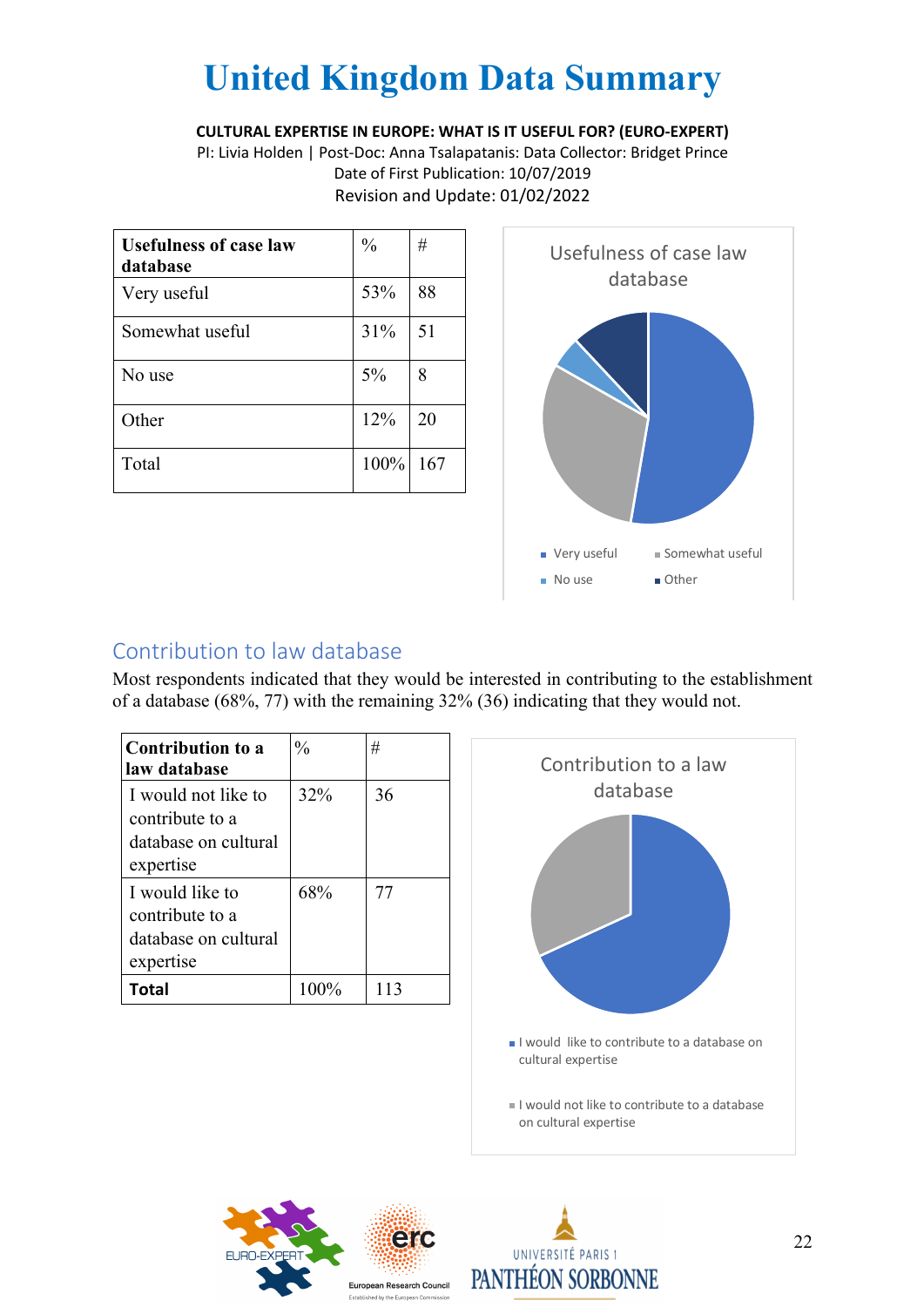# United Kingdom Data Summary

**CULTURAL EXPERTISE IN EUROPE: WHAT IS IT USEFUL FOR? (EURO-EXPERT)**

PI: Livia Holden | Post-Doc: Anna Tsalapatanis: Data Collector: Bridget Prince

Date of First Publication: 10/07/2019

Revision and Update: 01/02/2022

| Usefulness of case law database | % | # |
|---|---|---|
| Very useful | 53% | 88 |
| Somewhat useful | 31% | 51 |
| No use | 5% | 8 |
| Other | 12% | 20 |
| Total | 100% | 167 |

## Contribution to law database

Most respondents indicated that they would be interested in contributing to the establishment of a database (68%, 77) with the remaining 32% (36) indicating that they would not.

| Contribution to a law database | % | # |
|---|---|---|
| I would not like to contribute to a database on cultural expertise | 32% | 36 |
| I would like to contribute to a database on cultural expertise | 68% | 77 |
| **Total** | 100% | 113 |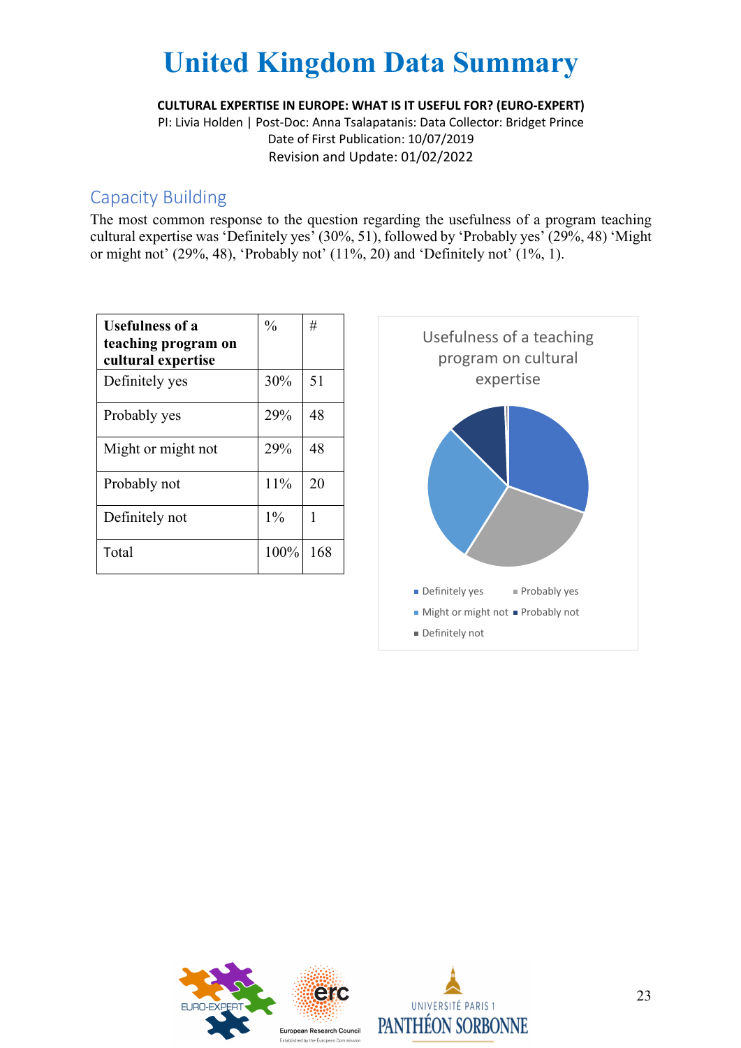# United Kingdom Data Summary

**CULTURAL EXPERTISE IN EUROPE: WHAT IS IT USEFUL FOR? (EURO-EXPERT)**
PI: Livia Holden | Post-Doc: Anna Tsalapatanis: Data Collector: Bridget Prince
Date of First Publication: 10/07/2019
Revision and Update: 01/02/2022

## Capacity Building

The most common response to the question regarding the usefulness of a program teaching cultural expertise was 'Definitely yes' (30%, 51), followed by 'Probably yes' (29%, 48) 'Might or might not' (29%, 48), 'Probably not' (11%, 20) and 'Definitely not' (1%, 1).

| Usefulness of a teaching program on cultural expertise | % | # |
|---|---|---|
| Definitely yes | 30% | 51 |
| Probably yes | 29% | 48 |
| Might or might not | 29% | 48 |
| Probably not | 11% | 20 |
| Definitely not | 1% | 1 |
| Total | 100% | 168 |

Usefulness of a teaching program on cultural expertise

- Definitely yes
- Probably yes
- Might or might not
- Probably not
- Definitely not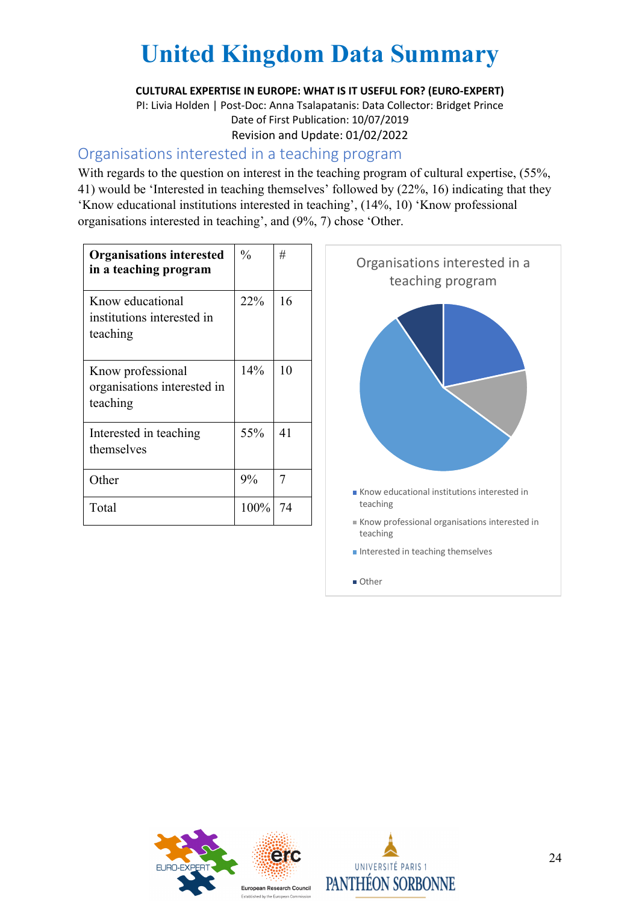# United Kingdom Data Summary

**CULTURAL EXPERTISE IN EUROPE: WHAT IS IT USEFUL FOR? (EURO-EXPERT)**
PI: Livia Holden | Post-Doc: Anna Tsalapatanis: Data Collector: Bridget Prince
Date of First Publication: 10/07/2019
Revision and Update: 01/02/2022

## Organisations interested in a teaching program

With regards to the question on interest in the teaching program of cultural expertise, (55%, 41) would be 'Interested in teaching themselves' followed by (22%, 16) indicating that they 'Know educational institutions interested in teaching', (14%, 10) 'Know professional organisations interested in teaching', and (9%, 7) chose 'Other.

| **Organisations interested in a teaching program** | % | # |
|---|---|---|
| Know educational institutions interested in teaching | 22% | 16 |
| Know professional organisations interested in teaching | 14% | 10 |
| Interested in teaching themselves | 55% | 41 |
| Other | 9% | 7 |
| Total | 100% | 74 |

Organisations interested in a teaching program

- Know educational institutions interested in teaching
- Know professional organisations interested in teaching
- Interested in teaching themselves
- Other